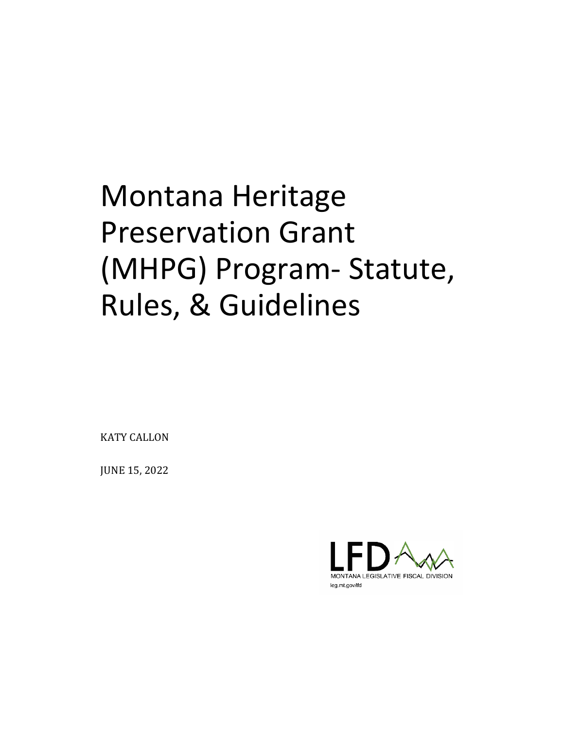# Montana Heritage Preservation Grant (MHPG) Program- Statute, Rules, & Guidelines

KATY CALLON

JUNE 15, 2022

LFD
MONTANA LEGISLATIVE FISCAL DIVISION
leg.mt.gov/lfd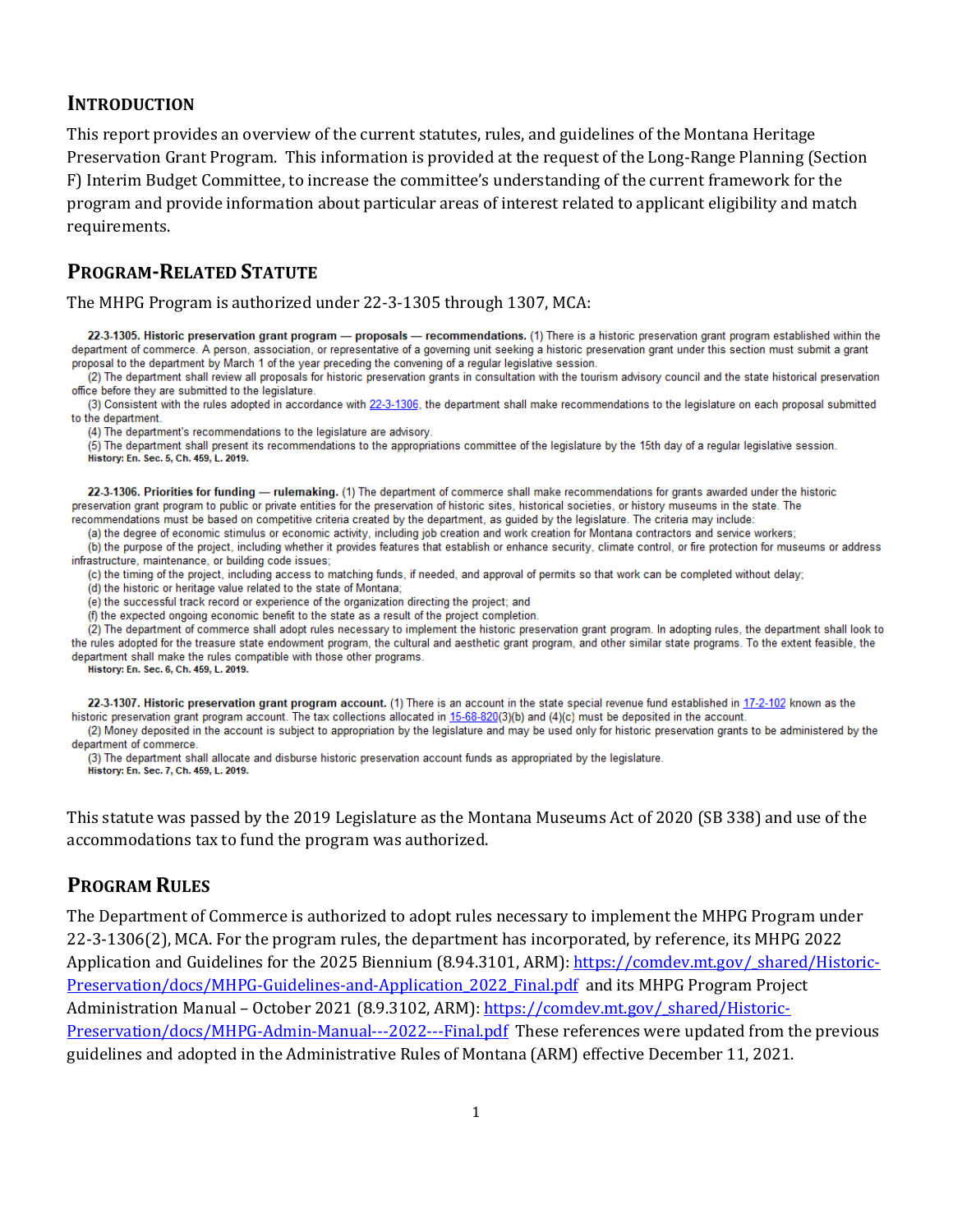## Introduction

This report provides an overview of the current statutes, rules, and guidelines of the Montana Heritage Preservation Grant Program. This information is provided at the request of the Long-Range Planning (Section F) Interim Budget Committee, to increase the committee's understanding of the current framework for the program and provide information about particular areas of interest related to applicant eligibility and match requirements.

## Program-Related Statute

The MHPG Program is authorized under 22-3-1305 through 1307, MCA:

**22-3-1305. Historic preservation grant program — proposals — recommendations.** (1) There is a historic preservation grant program established within the department of commerce. A person, association, or representative of a governing unit seeking a historic preservation grant under this section must submit a grant proposal to the department by March 1 of the year preceding the convening of a regular legislative session.

(2) The department shall review all proposals for historic preservation grants in consultation with the tourism advisory council and the state historical preservation office before they are submitted to the legislature.

(3) Consistent with the rules adopted in accordance with 22-3-1306, the department shall make recommendations to the legislature on each proposal submitted to the department.

(4) The department's recommendations to the legislature are advisory.

(5) The department shall present its recommendations to the appropriations committee of the legislature by the 15th day of a regular legislative session.

**History:** En. Sec. 5, Ch. 459, L. 2019.

**22-3-1306. Priorities for funding — rulemaking.** (1) The department of commerce shall make recommendations for grants awarded under the historic preservation grant program to public or private entities for the preservation of historic sites, historical societies, or history museums in the state. The recommendations must be based on competitive criteria created by the department, as guided by the legislature. The criteria may include:

(a) the degree of economic stimulus or economic activity, including job creation and work creation for Montana contractors and service workers;

(b) the purpose of the project, including whether it provides features that establish or enhance security, climate control, or fire protection for museums or address infrastructure, maintenance, or building code issues;

(c) the timing of the project, including access to matching funds, if needed, and approval of permits so that work can be completed without delay;

(d) the historic or heritage value related to the state of Montana;

(e) the successful track record or experience of the organization directing the project; and

(f) the expected ongoing economic benefit to the state as a result of the project completion.

(2) The department of commerce shall adopt rules necessary to implement the historic preservation grant program. In adopting rules, the department shall look to the rules adopted for the treasure state endowment program, the cultural and aesthetic grant program, and other similar state programs. To the extent feasible, the department shall make the rules compatible with those other programs.

**History:** En. Sec. 6, Ch. 459, L. 2019.

**22-3-1307. Historic preservation grant program account.** (1) There is an account in the state special revenue fund established in 17-2-102 known as the historic preservation grant program account. The tax collections allocated in 15-68-820(3)(b) and (4)(c) must be deposited in the account.

(2) Money deposited in the account is subject to appropriation by the legislature and may be used only for historic preservation grants to be administered by the department of commerce.

(3) The department shall allocate and disburse historic preservation account funds as appropriated by the legislature.

**History:** En. Sec. 7, Ch. 459, L. 2019.

This statute was passed by the 2019 Legislature as the Montana Museums Act of 2020 (SB 338) and use of the accommodations tax to fund the program was authorized.

## Program Rules

The Department of Commerce is authorized to adopt rules necessary to implement the MHPG Program under 22-3-1306(2), MCA. For the program rules, the department has incorporated, by reference, its MHPG 2022 Application and Guidelines for the 2025 Biennium (8.94.3101, ARM): https://comdev.mt.gov/_shared/Historic-Preservation/docs/MHPG-Guidelines-and-Application_2022_Final.pdf and its MHPG Program Project Administration Manual – October 2021 (8.9.3102, ARM): https://comdev.mt.gov/_shared/Historic-Preservation/docs/MHPG-Admin-Manual---2022---Final.pdf These references were updated from the previous guidelines and adopted in the Administrative Rules of Montana (ARM) effective December 11, 2021.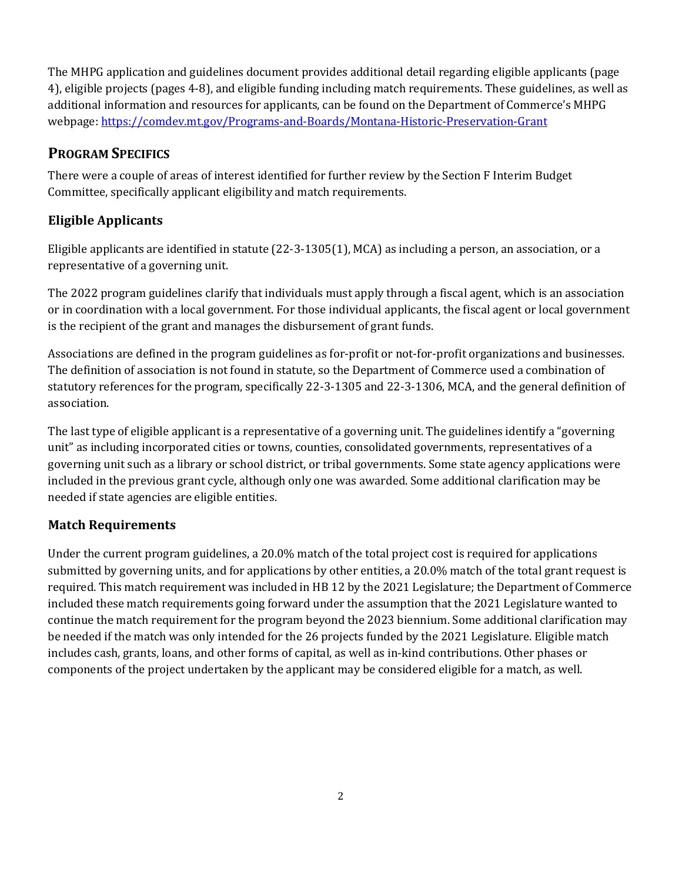The MHPG application and guidelines document provides additional detail regarding eligible applicants (page 4), eligible projects (pages 4-8), and eligible funding including match requirements. These guidelines, as well as additional information and resources for applicants, can be found on the Department of Commerce's MHPG webpage: https://comdev.mt.gov/Programs-and-Boards/Montana-Historic-Preservation-Grant

## Program Specifics

There were a couple of areas of interest identified for further review by the Section F Interim Budget Committee, specifically applicant eligibility and match requirements.

### Eligible Applicants

Eligible applicants are identified in statute (22-3-1305(1), MCA) as including a person, an association, or a representative of a governing unit.

The 2022 program guidelines clarify that individuals must apply through a fiscal agent, which is an association or in coordination with a local government. For those individual applicants, the fiscal agent or local government is the recipient of the grant and manages the disbursement of grant funds.

Associations are defined in the program guidelines as for-profit or not-for-profit organizations and businesses. The definition of association is not found in statute, so the Department of Commerce used a combination of statutory references for the program, specifically 22-3-1305 and 22-3-1306, MCA, and the general definition of association.

The last type of eligible applicant is a representative of a governing unit. The guidelines identify a "governing unit" as including incorporated cities or towns, counties, consolidated governments, representatives of a governing unit such as a library or school district, or tribal governments. Some state agency applications were included in the previous grant cycle, although only one was awarded. Some additional clarification may be needed if state agencies are eligible entities.

### Match Requirements

Under the current program guidelines, a 20.0% match of the total project cost is required for applications submitted by governing units, and for applications by other entities, a 20.0% match of the total grant request is required. This match requirement was included in HB 12 by the 2021 Legislature; the Department of Commerce included these match requirements going forward under the assumption that the 2021 Legislature wanted to continue the match requirement for the program beyond the 2023 biennium. Some additional clarification may be needed if the match was only intended for the 26 projects funded by the 2021 Legislature. Eligible match includes cash, grants, loans, and other forms of capital, as well as in-kind contributions. Other phases or components of the project undertaken by the applicant may be considered eligible for a match, as well.